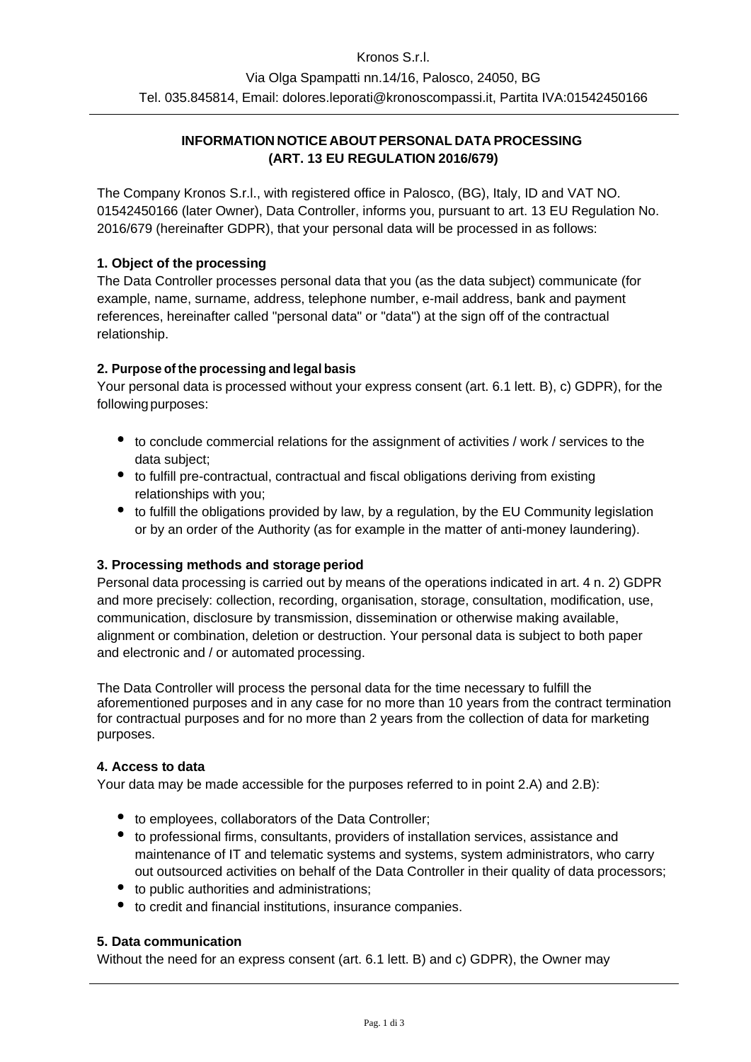Kronos S.r.l.

Via Olga Spampatti nn.14/16, Palosco, 24050, BG

Tel. 035.845814, Email: dolores.leporati@kronoscompassi.it, Partita IVA:01542450166

---

**INFORMATION NOTICE ABOUT PERSONAL DATA PROCESSING**
**(ART. 13 EU REGULATION 2016/679)**

The Company Kronos S.r.l., with registered office in Palosco, (BG), Italy, ID and VAT NO. 01542450166 (later Owner), Data Controller, informs you, pursuant to art. 13 EU Regulation No. 2016/679 (hereinafter GDPR), that your personal data will be processed in as follows:

**1. Object of the processing**

The Data Controller processes personal data that you (as the data subject) communicate (for example, name, surname, address, telephone number, e-mail address, bank and payment references, hereinafter called "personal data" or "data") at the sign off of the contractual relationship.

**2. Purpose of the processing and legal basis**

Your personal data is processed without your express consent (art. 6.1 lett. B), c) GDPR), for the following purposes:

- to conclude commercial relations for the assignment of activities / work / services to the data subject;
- to fulfill pre-contractual, contractual and fiscal obligations deriving from existing relationships with you;
- to fulfill the obligations provided by law, by a regulation, by the EU Community legislation or by an order of the Authority (as for example in the matter of anti-money laundering).

**3. Processing methods and storage period**

Personal data processing is carried out by means of the operations indicated in art. 4 n. 2) GDPR and more precisely: collection, recording, organisation, storage, consultation, modification, use, communication, disclosure by transmission, dissemination or otherwise making available, alignment or combination, deletion or destruction. Your personal data is subject to both paper and electronic and / or automated processing.

The Data Controller will process the personal data for the time necessary to fulfill the aforementioned purposes and in any case for no more than 10 years from the contract termination for contractual purposes and for no more than 2 years from the collection of data for marketing purposes.

**4. Access to data**

Your data may be made accessible for the purposes referred to in point 2.A) and 2.B):

- to employees, collaborators of the Data Controller;
- to professional firms, consultants, providers of installation services, assistance and maintenance of IT and telematic systems and systems, system administrators, who carry out outsourced activities on behalf of the Data Controller in their quality of data processors;
- to public authorities and administrations;
- to credit and financial institutions, insurance companies.

**5. Data communication**

Without the need for an express consent (art. 6.1 lett. B) and c) GDPR), the Owner may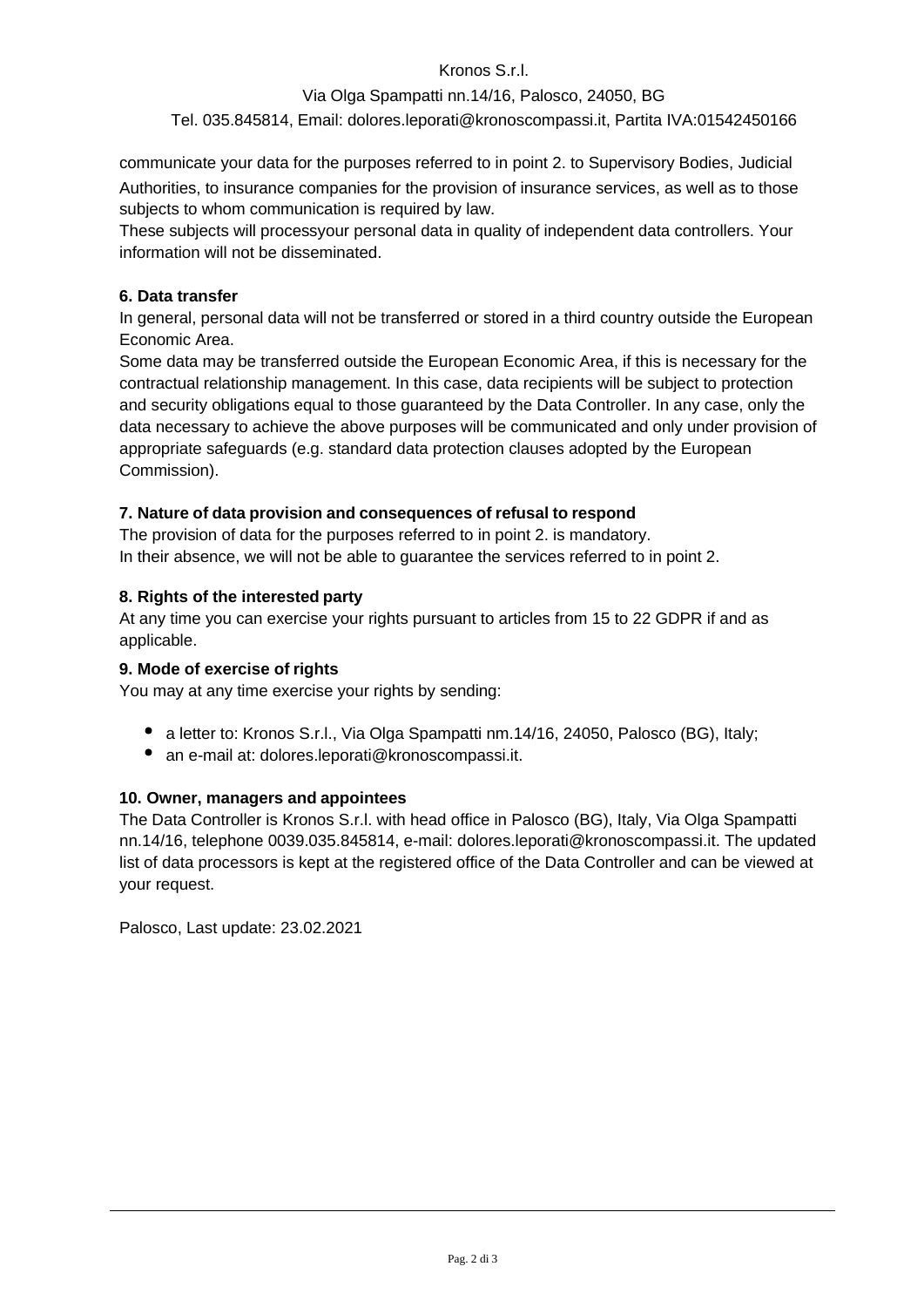communicate your data for the purposes referred to in point 2. to Supervisory Bodies, Judicial Authorities, to insurance companies for the provision of insurance services, as well as to those subjects to whom communication is required by law.
These subjects will processyour personal data in quality of independent data controllers. Your information will not be disseminated.

**6. Data transfer**

In general, personal data will not be transferred or stored in a third country outside the European Economic Area.
Some data may be transferred outside the European Economic Area, if this is necessary for the contractual relationship management. In this case, data recipients will be subject to protection and security obligations equal to those guaranteed by the Data Controller. In any case, only the data necessary to achieve the above purposes will be communicated and only under provision of appropriate safeguards (e.g. standard data protection clauses adopted by the European Commission).

**7. Nature of data provision and consequences of refusal to respond**

The provision of data for the purposes referred to in point 2. is mandatory.
In their absence, we will not be able to guarantee the services referred to in point 2.

**8. Rights of the interested party**

At any time you can exercise your rights pursuant to articles from 15 to 22 GDPR if and as applicable.

**9. Mode of exercise of rights**

You may at any time exercise your rights by sending:

- a letter to: Kronos S.r.l., Via Olga Spampatti nm.14/16, 24050, Palosco (BG), Italy;
- an e-mail at: dolores.leporati@kronoscompassi.it.

**10. Owner, managers and appointees**

The Data Controller is Kronos S.r.l. with head office in Palosco (BG), Italy, Via Olga Spampatti nn.14/16, telephone 0039.035.845814, e-mail: dolores.leporati@kronoscompassi.it. The updated list of data processors is kept at the registered office of the Data Controller and can be viewed at your request.

Palosco, Last update: 23.02.2021